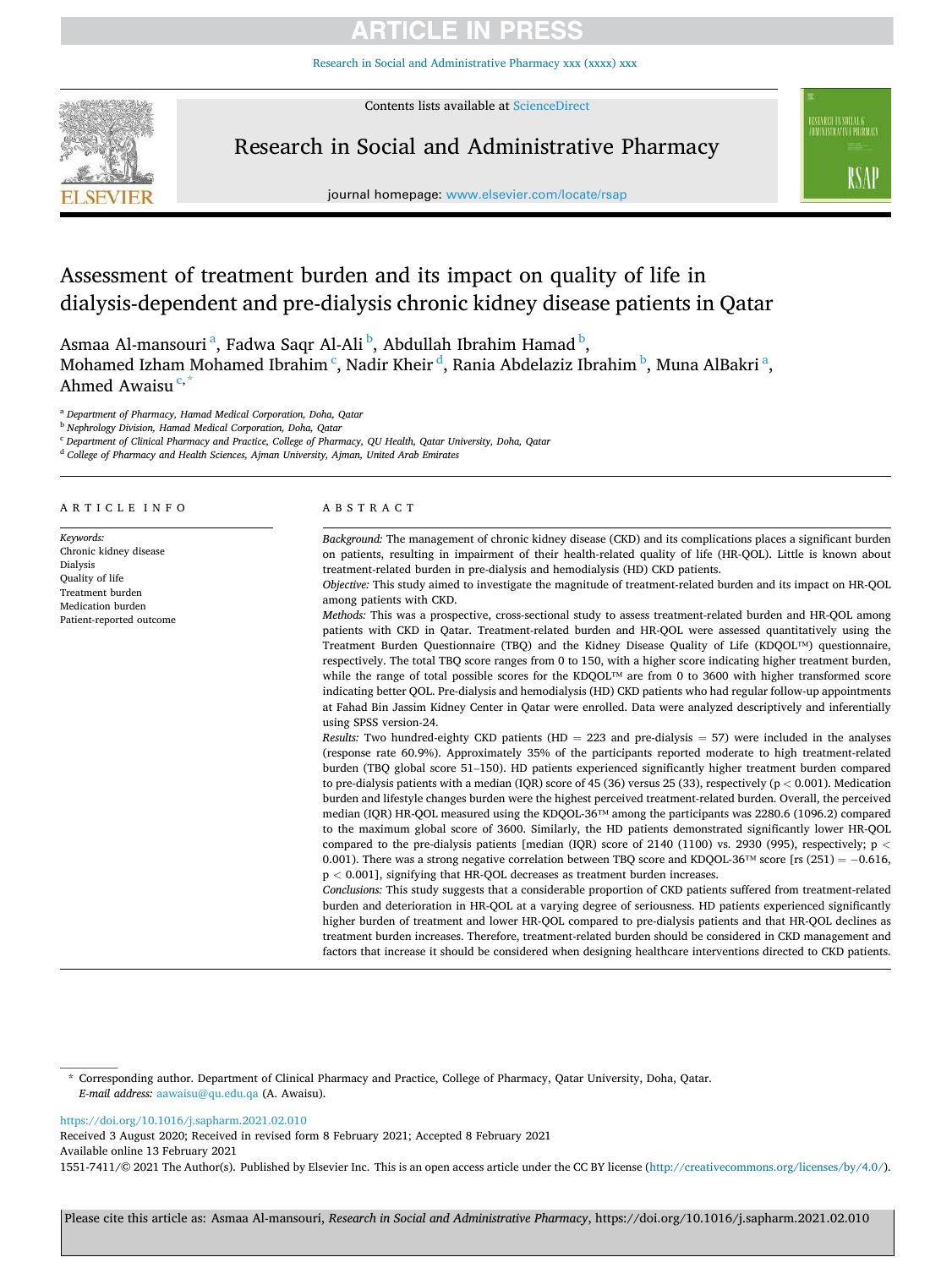# Assessment of treatment burden and its impact on quality of life in dialysis-dependent and pre-dialysis chronic kidney disease patients in Qatar

Asmaa Al-mansouri [a], Fadwa Saqr Al-Ali [b], Abdullah Ibrahim Hamad [b], Mohamed Izham Mohamed Ibrahim [c], Nadir Kheir [d], Rania Abdelaziz Ibrahim [b], Muna AlBakri [a], Ahmed Awaisu [c,*]

[a] Department of Pharmacy, Hamad Medical Corporation, Doha, Qatar
[b] Nephrology Division, Hamad Medical Corporation, Doha, Qatar
[c] Department of Clinical Pharmacy and Practice, College of Pharmacy, QU Health, Qatar University, Doha, Qatar
[d] College of Pharmacy and Health Sciences, Ajman University, Ajman, United Arab Emirates

## ARTICLE INFO

*Keywords:*
Chronic kidney disease
Dialysis
Quality of life
Treatment burden
Medication burden
Patient-reported outcome

## ABSTRACT

*Background:* The management of chronic kidney disease (CKD) and its complications places a significant burden on patients, resulting in impairment of their health-related quality of life (HR-QOL). Little is known about treatment-related burden in pre-dialysis and hemodialysis (HD) CKD patients.

*Objective:* This study aimed to investigate the magnitude of treatment-related burden and its impact on HR-QOL among patients with CKD.

*Methods:* This was a prospective, cross-sectional study to assess treatment-related burden and HR-QOL among patients with CKD in Qatar. Treatment-related burden and HR-QOL were assessed quantitatively using the Treatment Burden Questionnaire (TBQ) and the Kidney Disease Quality of Life (KDQOL™) questionnaire, respectively. The total TBQ score ranges from 0 to 150, with a higher score indicating higher treatment burden, while the range of total possible scores for the KDQOL™ are from 0 to 3600 with higher transformed score indicating better QOL. Pre-dialysis and hemodialysis (HD) CKD patients who had regular follow-up appointments at Fahad Bin Jassim Kidney Center in Qatar were enrolled. Data were analyzed descriptively and inferentially using SPSS version-24.

*Results:* Two hundred-eighty CKD patients (HD = 223 and pre-dialysis = 57) were included in the analyses (response rate 60.9%). Approximately 35% of the participants reported moderate to high treatment-related burden (TBQ global score 51–150). HD patients experienced significantly higher treatment burden compared to pre-dialysis patients with a median (IQR) score of 45 (36) versus 25 (33), respectively ($p < 0.001$). Medication burden and lifestyle changes burden were the highest perceived treatment-related burden. Overall, the perceived median (IQR) HR-QOL measured using the KDQOL-36™ among the participants was 2280.6 (1096.2) compared to the maximum global score of 3600. Similarly, the HD patients demonstrated significantly lower HR-QOL compared to the pre-dialysis patients [median (IQR) score of 2140 (1100) vs. 2930 (995), respectively; $p < 0.001$). There was a strong negative correlation between TBQ score and KDQOL-36™ score [$r_s(251) = -0.616$, $p < 0.001$], signifying that HR-QOL decreases as treatment burden increases.

*Conclusions:* This study suggests that a considerable proportion of CKD patients suffered from treatment-related burden and deterioration in HR-QOL at a varying degree of seriousness. HD patients experienced significantly higher burden of treatment and lower HR-QOL compared to pre-dialysis patients and that HR-QOL declines as treatment burden increases. Therefore, treatment-related burden should be considered in CKD management and factors that increase it should be considered when designing healthcare interventions directed to CKD patients.

* Corresponding author. Department of Clinical Pharmacy and Practice, College of Pharmacy, Qatar University, Doha, Qatar.
*E-mail address:* aawaisu@qu.edu.qa (A. Awaisu).

https://doi.org/10.1016/j.sapharm.2021.02.010
Received 3 August 2020; Received in revised form 8 February 2021; Accepted 8 February 2021
Available online 13 February 2021
1551-7411/© 2021 The Author(s). Published by Elsevier Inc. This is an open access article under the CC BY license (http://creativecommons.org/licenses/by/4.0/).

Please cite this article as: Asmaa Al-mansouri, *Research in Social and Administrative Pharmacy*, https://doi.org/10.1016/j.sapharm.2021.02.010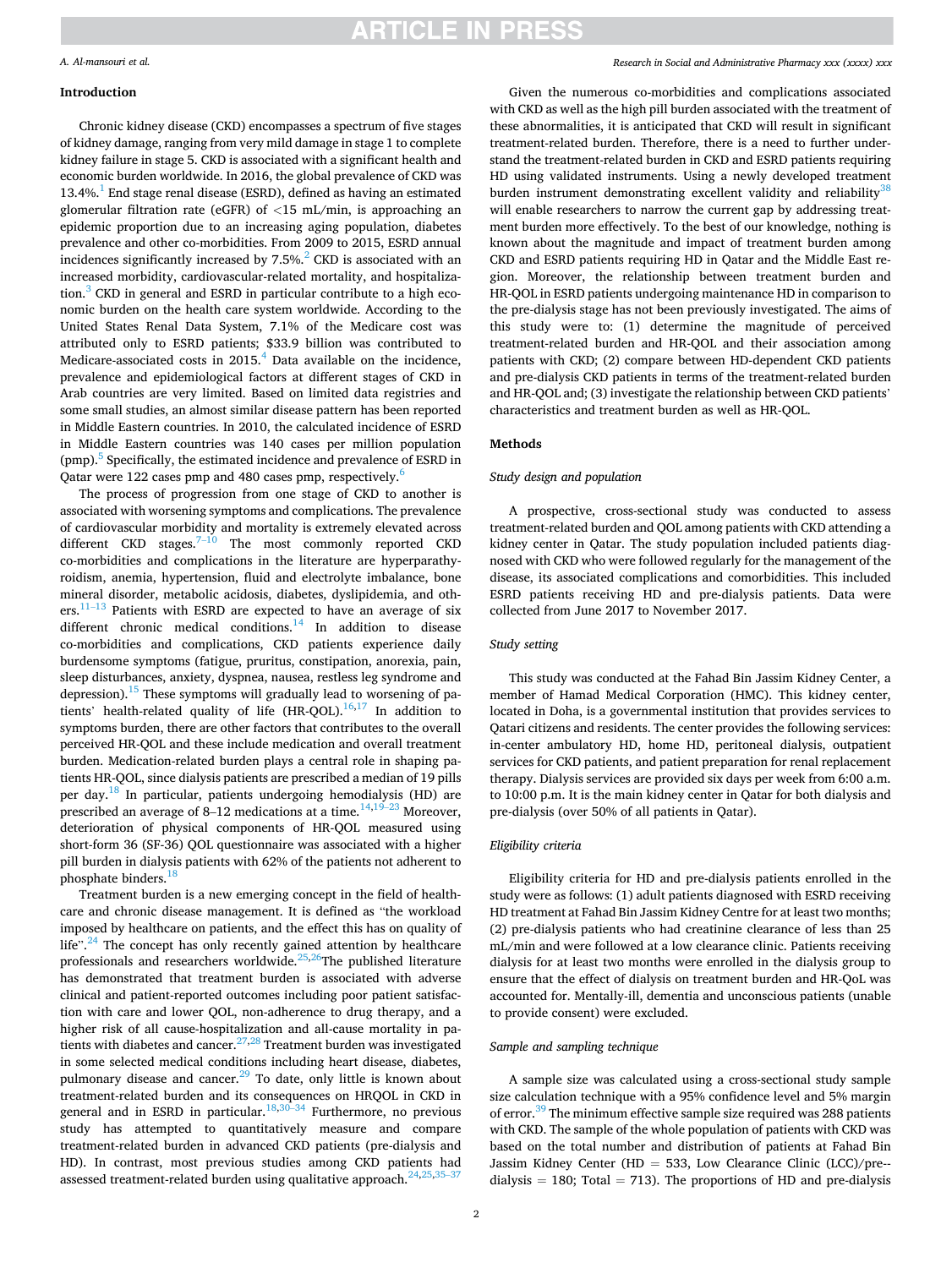## Introduction

Chronic kidney disease (CKD) encompasses a spectrum of five stages of kidney damage, ranging from very mild damage in stage 1 to complete kidney failure in stage 5. CKD is associated with a significant health and economic burden worldwide. In 2016, the global prevalence of CKD was 13.4%.[1] End stage renal disease (ESRD), defined as having an estimated glomerular filtration rate (eGFR) of <15 mL/min, is approaching an epidemic proportion due to an increasing aging population, diabetes prevalence and other co-morbidities. From 2009 to 2015, ESRD annual incidences significantly increased by 7.5%.[2] CKD is associated with an increased morbidity, cardiovascular-related mortality, and hospitalization.[3] CKD in general and ESRD in particular contribute to a high economic burden on the health care system worldwide. According to the United States Renal Data System, 7.1% of the Medicare cost was attributed only to ESRD patients; $33.9 billion was contributed to Medicare-associated costs in 2015.[4] Data available on the incidence, prevalence and epidemiological factors at different stages of CKD in Arab countries are very limited. Based on limited data registries and some small studies, an almost similar disease pattern has been reported in Middle Eastern countries. In 2010, the calculated incidence of ESRD in Middle Eastern countries was 140 cases per million population (pmp).[5] Specifically, the estimated incidence and prevalence of ESRD in Qatar were 122 cases pmp and 480 cases pmp, respectively.[6]

The process of progression from one stage of CKD to another is associated with worsening symptoms and complications. The prevalence of cardiovascular morbidity and mortality is extremely elevated across different CKD stages.[7–10] The most commonly reported CKD co-morbidities and complications in the literature are hyperparathyroidism, anemia, hypertension, fluid and electrolyte imbalance, bone mineral disorder, metabolic acidosis, diabetes, dyslipidemia, and others.[11–13] Patients with ESRD are expected to have an average of six different chronic medical conditions.[14] In addition to disease co-morbidities and complications, CKD patients experience daily burdensome symptoms (fatigue, pruritus, constipation, anorexia, pain, sleep disturbances, anxiety, dyspnea, nausea, restless leg syndrome and depression).[15] These symptoms will gradually lead to worsening of patients' health-related quality of life (HR-QOL).[16,17] In addition to symptoms burden, there are other factors that contributes to the overall perceived HR-QOL and these include medication and overall treatment burden. Medication-related burden plays a central role in shaping patients HR-QOL, since dialysis patients are prescribed a median of 19 pills per day.[18] In particular, patients undergoing hemodialysis (HD) are prescribed an average of 8–12 medications at a time.[14,19–23] Moreover, deterioration of physical components of HR-QOL measured using short-form 36 (SF-36) QOL questionnaire was associated with a higher pill burden in dialysis patients with 62% of the patients not adherent to phosphate binders.[18]

Treatment burden is a new emerging concept in the field of healthcare and chronic disease management. It is defined as "the workload imposed by healthcare on patients, and the effect this has on quality of life".[24] The concept has only recently gained attention by healthcare professionals and researchers worldwide.[25,26]The published literature has demonstrated that treatment burden is associated with adverse clinical and patient-reported outcomes including poor patient satisfaction with care and lower QOL, non-adherence to drug therapy, and a higher risk of all cause-hospitalization and all-cause mortality in patients with diabetes and cancer.[27,28] Treatment burden was investigated in some selected medical conditions including heart disease, diabetes, pulmonary disease and cancer.[29] To date, only little is known about treatment-related burden and its consequences on HRQOL in CKD in general and in ESRD in particular.[18,30–34] Furthermore, no previous study has attempted to quantitatively measure and compare treatment-related burden in advanced CKD patients (pre-dialysis and HD). In contrast, most previous studies among CKD patients had assessed treatment-related burden using qualitative approach.[24,25,35–37]

Given the numerous co-morbidities and complications associated with CKD as well as the high pill burden associated with the treatment of these abnormalities, it is anticipated that CKD will result in significant treatment-related burden. Therefore, there is a need to further understand the treatment-related burden in CKD and ESRD patients requiring HD using validated instruments. Using a newly developed treatment burden instrument demonstrating excellent validity and reliability[38] will enable researchers to narrow the current gap by addressing treatment burden more effectively. To the best of our knowledge, nothing is known about the magnitude and impact of treatment burden among CKD and ESRD patients requiring HD in Qatar and the Middle East region. Moreover, the relationship between treatment burden and HR-QOL in ESRD patients undergoing maintenance HD in comparison to the pre-dialysis stage has not been previously investigated. The aims of this study were to: (1) determine the magnitude of perceived treatment-related burden and HR-QOL and their association among patients with CKD; (2) compare between HD-dependent CKD patients and pre-dialysis CKD patients in terms of the treatment-related burden and HR-QOL and; (3) investigate the relationship between CKD patients' characteristics and treatment burden as well as HR-QOL.

## Methods

### *Study design and population*

A prospective, cross-sectional study was conducted to assess treatment-related burden and QOL among patients with CKD attending a kidney center in Qatar. The study population included patients diagnosed with CKD who were followed regularly for the management of the disease, its associated complications and comorbidities. This included ESRD patients receiving HD and pre-dialysis patients. Data were collected from June 2017 to November 2017.

### *Study setting*

This study was conducted at the Fahad Bin Jassim Kidney Center, a member of Hamad Medical Corporation (HMC). This kidney center, located in Doha, is a governmental institution that provides services to Qatari citizens and residents. The center provides the following services: in-center ambulatory HD, home HD, peritoneal dialysis, outpatient services for CKD patients, and patient preparation for renal replacement therapy. Dialysis services are provided six days per week from 6:00 a.m. to 10:00 p.m. It is the main kidney center in Qatar for both dialysis and pre-dialysis (over 50% of all patients in Qatar).

### *Eligibility criteria*

Eligibility criteria for HD and pre-dialysis patients enrolled in the study were as follows: (1) adult patients diagnosed with ESRD receiving HD treatment at Fahad Bin Jassim Kidney Centre for at least two months; (2) pre-dialysis patients who had creatinine clearance of less than 25 mL/min and were followed at a low clearance clinic. Patients receiving dialysis for at least two months were enrolled in the dialysis group to ensure that the effect of dialysis on treatment burden and HR-QoL was accounted for. Mentally-ill, dementia and unconscious patients (unable to provide consent) were excluded.

### *Sample and sampling technique*

A sample size was calculated using a cross-sectional study sample size calculation technique with a 95% confidence level and 5% margin of error.[39] The minimum effective sample size required was 288 patients with CKD. The sample of the whole population of patients with CKD was based on the total number and distribution of patients at Fahad Bin Jassim Kidney Center (HD = 533, Low Clearance Clinic (LCC)/pre-dialysis = 180; Total = 713). The proportions of HD and pre-dialysis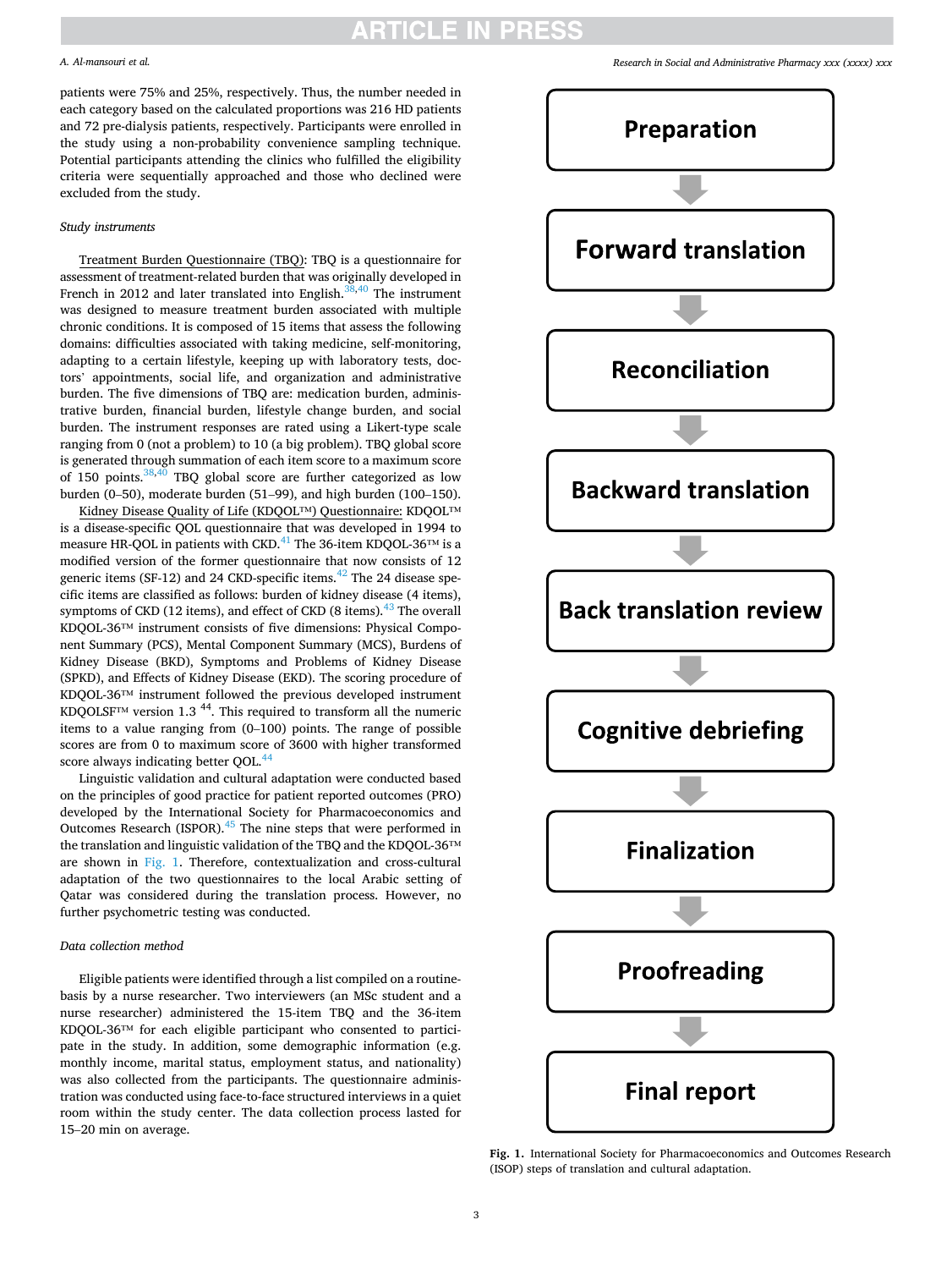patients were 75% and 25%, respectively. Thus, the number needed in each category based on the calculated proportions was 216 HD patients and 72 pre-dialysis patients, respectively. Participants were enrolled in the study using a non-probability convenience sampling technique. Potential participants attending the clinics who fulfilled the eligibility criteria were sequentially approached and those who declined were excluded from the study.

*Study instruments*

Treatment Burden Questionnaire (TBQ): TBQ is a questionnaire for assessment of treatment-related burden that was originally developed in French in 2012 and later translated into English.[38,40] The instrument was designed to measure treatment burden associated with multiple chronic conditions. It is composed of 15 items that assess the following domains: difficulties associated with taking medicine, self-monitoring, adapting to a certain lifestyle, keeping up with laboratory tests, doctors' appointments, social life, and organization and administrative burden. The five dimensions of TBQ are: medication burden, administrative burden, financial burden, lifestyle change burden, and social burden. The instrument responses are rated using a Likert-type scale ranging from 0 (not a problem) to 10 (a big problem). TBQ global score is generated through summation of each item score to a maximum score of 150 points.[38,40] TBQ global score are further categorized as low burden (0–50), moderate burden (51–99), and high burden (100–150).

Kidney Disease Quality of Life (KDQOL™) Questionnaire: KDQOL™ is a disease-specific QOL questionnaire that was developed in 1994 to measure HR-QOL in patients with CKD.[41] The 36-item KDQOL-36™ is a modified version of the former questionnaire that now consists of 12 generic items (SF-12) and 24 CKD-specific items.[42] The 24 disease specific items are classified as follows: burden of kidney disease (4 items), symptoms of CKD (12 items), and effect of CKD (8 items).[43] The overall KDQOL-36™ instrument consists of five dimensions: Physical Component Summary (PCS), Mental Component Summary (MCS), Burdens of Kidney Disease (BKD), Symptoms and Problems of Kidney Disease (SPKD), and Effects of Kidney Disease (EKD). The scoring procedure of KDQOL-36™ instrument followed the previous developed instrument KDQOLSF™ version 1.3 [44]. This required to transform all the numeric items to a value ranging from (0–100) points. The range of possible scores are from 0 to maximum score of 3600 with higher transformed score always indicating better QOL.[44]

Linguistic validation and cultural adaptation were conducted based on the principles of good practice for patient reported outcomes (PRO) developed by the International Society for Pharmacoeconomics and Outcomes Research (ISPOR).[45] The nine steps that were performed in the translation and linguistic validation of the TBQ and the KDQOL-36™ are shown in Fig. 1. Therefore, contextualization and cross-cultural adaptation of the two questionnaires to the local Arabic setting of Qatar was considered during the translation process. However, no further psychometric testing was conducted.

*Data collection method*

Eligible patients were identified through a list compiled on a routine-basis by a nurse researcher. Two interviewers (an MSc student and a nurse researcher) administered the 15-item TBQ and the 36-item KDQOL-36™ for each eligible participant who consented to participate in the study. In addition, some demographic information (e.g. monthly income, marital status, employment status, and nationality) was also collected from the participants. The questionnaire administration was conducted using face-to-face structured interviews in a quiet room within the study center. The data collection process lasted for 15–20 min on average.

Preparation → Forward translation → Reconciliation → Backward translation → Back translation review → Cognitive debriefing → Finalization → Proofreading → Final report

**Fig. 1.** International Society for Pharmacoeconomics and Outcomes Research (ISOP) steps of translation and cultural adaptation.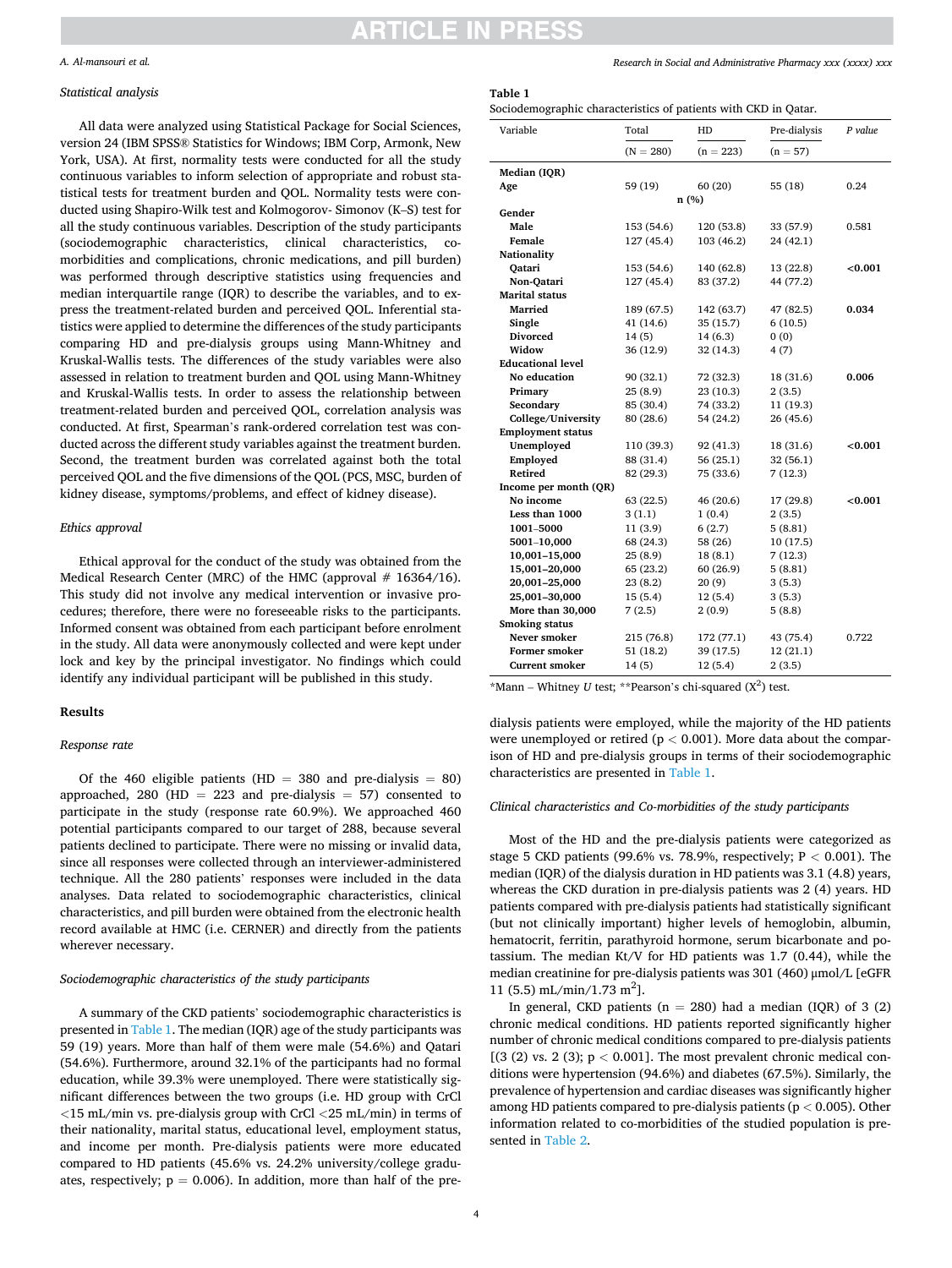### *Statistical analysis*

All data were analyzed using Statistical Package for Social Sciences, version 24 (IBM SPSS® Statistics for Windows; IBM Corp, Armonk, New York, USA). At first, normality tests were conducted for all the study continuous variables to inform selection of appropriate and robust statistical tests for treatment burden and QOL. Normality tests were conducted using Shapiro-Wilk test and Kolmogorov- Simonov (K–S) test for all the study continuous variables. Description of the study participants (sociodemographic characteristics, clinical characteristics, co-morbidities and complications, chronic medications, and pill burden) was performed through descriptive statistics using frequencies and median interquartile range (IQR) to describe the variables, and to express the treatment-related burden and perceived QOL. Inferential statistics were applied to determine the differences of the study participants comparing HD and pre-dialysis groups using Mann-Whitney and Kruskal-Wallis tests. The differences of the study variables were also assessed in relation to treatment burden and QOL using Mann-Whitney and Kruskal-Wallis tests. In order to assess the relationship between treatment-related burden and perceived QOL, correlation analysis was conducted. At first, Spearman's rank-ordered correlation test was conducted across the different study variables against the treatment burden. Second, the treatment burden was correlated against both the total perceived QOL and the five dimensions of the QOL (PCS, MSC, burden of kidney disease, symptoms/problems, and effect of kidney disease).

### *Ethics approval*

Ethical approval for the conduct of the study was obtained from the Medical Research Center (MRC) of the HMC (approval # 16364/16). This study did not involve any medical intervention or invasive procedures; therefore, there were no foreseeable risks to the participants. Informed consent was obtained from each participant before enrolment in the study. All data were anonymously collected and were kept under lock and key by the principal investigator. No findings which could identify any individual participant will be published in this study.

## Results

### *Response rate*

Of the 460 eligible patients (HD = 380 and pre-dialysis = 80) approached, 280 (HD = 223 and pre-dialysis = 57) consented to participate in the study (response rate 60.9%). We approached 460 potential participants compared to our target of 288, because several patients declined to participate. There were no missing or invalid data, since all responses were collected through an interviewer-administered technique. All the 280 patients' responses were included in the data analyses. Data related to sociodemographic characteristics, clinical characteristics, and pill burden were obtained from the electronic health record available at HMC (i.e. CERNER) and directly from the patients wherever necessary.

### *Sociodemographic characteristics of the study participants*

A summary of the CKD patients' sociodemographic characteristics is presented in Table 1. The median (IQR) age of the study participants was 59 (19) years. More than half of them were male (54.6%) and Qatari (54.6%). Furthermore, around 32.1% of the participants had no formal education, while 39.3% were unemployed. There were statistically significant differences between the two groups (i.e. HD group with CrCl <15 mL/min vs. pre-dialysis group with CrCl <25 mL/min) in terms of their nationality, marital status, educational level, employment status, and income per month. Pre-dialysis patients were more educated compared to HD patients (45.6% vs. 24.2% university/college graduates, respectively; p = 0.006). In addition, more than half of the pre-dialysis patients were employed, while the majority of the HD patients were unemployed or retired (p < 0.001). More data about the comparison of HD and pre-dialysis groups in terms of their sociodemographic characteristics are presented in Table 1.

**Table 1**
Sociodemographic characteristics of patients with CKD in Qatar.

| Variable | Total (N = 280) | HD (n = 223) | Pre-dialysis (n = 57) | *P value* |
|---|---|---|---|---|
| **Median (IQR)** | | | | |
| **Age** | 59 (19) | 60 (20) | 55 (18) | 0.24 |
| | | **n (%)** | | |
| **Gender** | | | | |
| **Male** | 153 (54.6) | 120 (53.8) | 33 (57.9) | 0.581 |
| **Female** | 127 (45.4) | 103 (46.2) | 24 (42.1) | |
| **Nationality** | | | | |
| **Qatari** | 153 (54.6) | 140 (62.8) | 13 (22.8) | **<0.001** |
| **Non-Qatari** | 127 (45.4) | 83 (37.2) | 44 (77.2) | |
| **Marital status** | | | | |
| **Married** | 189 (67.5) | 142 (63.7) | 47 (82.5) | **0.034** |
| **Single** | 41 (14.6) | 35 (15.7) | 6 (10.5) | |
| **Divorced** | 14 (5) | 14 (6.3) | 0 (0) | |
| **Widow** | 36 (12.9) | 32 (14.3) | 4 (7) | |
| **Educational level** | | | | |
| **No education** | 90 (32.1) | 72 (32.3) | 18 (31.6) | **0.006** |
| **Primary** | 25 (8.9) | 23 (10.3) | 2 (3.5) | |
| **Secondary** | 85 (30.4) | 74 (33.2) | 11 (19.3) | |
| **College/University** | 80 (28.6) | 54 (24.2) | 26 (45.6) | |
| **Employment status** | | | | |
| **Unemployed** | 110 (39.3) | 92 (41.3) | 18 (31.6) | **<0.001** |
| **Employed** | 88 (31.4) | 56 (25.1) | 32 (56.1) | |
| **Retired** | 82 (29.3) | 75 (33.6) | 7 (12.3) | |
| **Income per month (QR)** | | | | |
| **No income** | 63 (22.5) | 46 (20.6) | 17 (29.8) | **<0.001** |
| **Less than 1000** | 3 (1.1) | 1 (0.4) | 2 (3.5) | |
| **1001–5000** | 11 (3.9) | 6 (2.7) | 5 (8.81) | |
| **5001–10,000** | 68 (24.3) | 58 (26) | 10 (17.5) | |
| **10,001–15,000** | 25 (8.9) | 18 (8.1) | 7 (12.3) | |
| **15,001–20,000** | 65 (23.2) | 60 (26.9) | 5 (8.81) | |
| **20,001–25,000** | 23 (8.2) | 20 (9) | 3 (5.3) | |
| **25,001–30,000** | 15 (5.4) | 12 (5.4) | 3 (5.3) | |
| **More than 30,000** | 7 (2.5) | 2 (0.9) | 5 (8.8) | |
| **Smoking status** | | | | |
| **Never smoker** | 215 (76.8) | 172 (77.1) | 43 (75.4) | 0.722 |
| **Former smoker** | 51 (18.2) | 39 (17.5) | 12 (21.1) | |
| **Current smoker** | 14 (5) | 12 (5.4) | 2 (3.5) | |

*Mann – Whitney *U* test; **Pearson's chi-squared ($X^2$) test.

### *Clinical characteristics and Co-morbidities of the study participants*

Most of the HD and the pre-dialysis patients were categorized as stage 5 CKD patients (99.6% vs. 78.9%, respectively; P < 0.001). The median (IQR) of the dialysis duration in HD patients was 3.1 (4.8) years, whereas the CKD duration in pre-dialysis patients was 2 (4) years. HD patients compared with pre-dialysis patients had statistically significant (but not clinically important) higher levels of hemoglobin, albumin, hematocrit, ferritin, parathyroid hormone, serum bicarbonate and potassium. The median Kt/V for HD patients was 1.7 (0.44), while the median creatinine for pre-dialysis patients was 301 (460) μmol/L [eGFR 11 (5.5) mL/min/1.73 $m^2$].

In general, CKD patients (n = 280) had a median (IQR) of 3 (2) chronic medical conditions. HD patients reported significantly higher number of chronic medical conditions compared to pre-dialysis patients [(3 (2) vs. 2 (3); p < 0.001]. The most prevalent chronic medical conditions were hypertension (94.6%) and diabetes (67.5%). Similarly, the prevalence of hypertension and cardiac diseases was significantly higher among HD patients compared to pre-dialysis patients (p < 0.005). Other information related to co-morbidities of the studied population is presented in Table 2.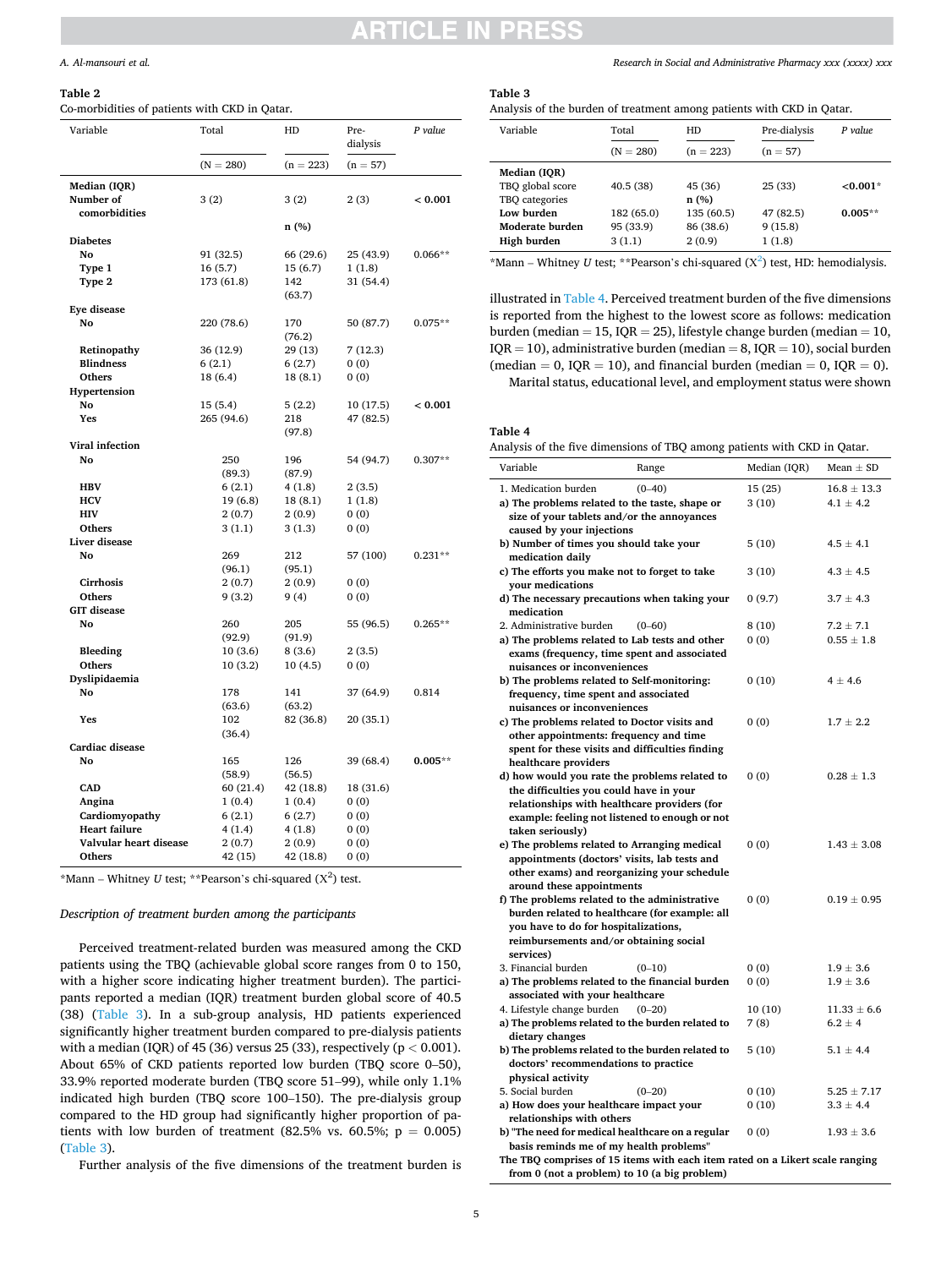**Table 2**
Co-morbidities of patients with CKD in Qatar.

| Variable | Total | HD | Pre-dialysis | P value |
|---|---|---|---|---|
| | (N = 280) | (n = 223) | (n = 57) | |
| **Median (IQR)** | | | | |
| **Number of comorbidities** | 3 (2) | 3 (2) | 2 (3) | **< 0.001** |
| | | **n (%)** | | |
| **Diabetes** | | | | |
| **No** | 91 (32.5) | 66 (29.6) | 25 (43.9) | 0.066** |
| **Type 1** | 16 (5.7) | 15 (6.7) | 1 (1.8) | |
| **Type 2** | 173 (61.8) | 142 (63.7) | 31 (54.4) | |
| **Eye disease** | | | | |
| **No** | 220 (78.6) | 170 (76.2) | 50 (87.7) | 0.075** |
| **Retinopathy** | 36 (12.9) | 29 (13) | 7 (12.3) | |
| **Blindness** | 6 (2.1) | 6 (2.7) | 0 (0) | |
| **Others** | 18 (6.4) | 18 (8.1) | 0 (0) | |
| **Hypertension** | | | | |
| **No** | 15 (5.4) | 5 (2.2) | 10 (17.5) | **< 0.001** |
| **Yes** | 265 (94.6) | 218 (97.8) | 47 (82.5) | |
| **Viral infection** | | | | |
| **No** | 250 (89.3) | 196 (87.9) | 54 (94.7) | 0.307** |
| **HBV** | 6 (2.1) | 4 (1.8) | 2 (3.5) | |
| **HCV** | 19 (6.8) | 18 (8.1) | 1 (1.8) | |
| **HIV** | 2 (0.7) | 2 (0.9) | 0 (0) | |
| **Others** | 3 (1.1) | 3 (1.3) | 0 (0) | |
| **Liver disease** | | | | |
| **No** | 269 (96.1) | 212 (95.1) | 57 (100) | 0.231** |
| **Cirrhosis** | 2 (0.7) | 2 (0.9) | 0 (0) | |
| **Others** | 9 (3.2) | 9 (4) | 0 (0) | |
| **GIT disease** | | | | |
| **No** | 260 (92.9) | 205 (91.9) | 55 (96.5) | 0.265** |
| **Bleeding** | 10 (3.6) | 8 (3.6) | 2 (3.5) | |
| **Others** | 10 (3.2) | 10 (4.5) | 0 (0) | |
| **Dyslipidaemia** | | | | |
| **No** | 178 (63.6) | 141 (63.2) | 37 (64.9) | 0.814 |
| **Yes** | 102 (36.4) | 82 (36.8) | 20 (35.1) | |
| **Cardiac disease** | | | | |
| **No** | 165 (58.9) | 126 (56.5) | 39 (68.4) | **0.005**** |
| **CAD** | 60 (21.4) | 42 (18.8) | 18 (31.6) | |
| **Angina** | 1 (0.4) | 1 (0.4) | 0 (0) | |
| **Cardiomyopathy** | 6 (2.1) | 6 (2.7) | 0 (0) | |
| **Heart failure** | 4 (1.4) | 4 (1.8) | 0 (0) | |
| **Valvular heart disease** | 2 (0.7) | 2 (0.9) | 0 (0) | |
| **Others** | 42 (15) | 42 (18.8) | 0 (0) | |

*Mann – Whitney *U* test; **Pearson's chi-squared ($X^2$) test.

*Description of treatment burden among the participants*

Perceived treatment-related burden was measured among the CKD patients using the TBQ (achievable global score ranges from 0 to 150, with a higher score indicating higher treatment burden). The participants reported a median (IQR) treatment burden global score of 40.5 (38) (Table 3). In a sub-group analysis, HD patients experienced significantly higher treatment burden compared to pre-dialysis patients with a median (IQR) of 45 (36) versus 25 (33), respectively ($p < 0.001$). About 65% of CKD patients reported low burden (TBQ score 0–50), 33.9% reported moderate burden (TBQ score 51–99), while only 1.1% indicated high burden (TBQ score 100–150). The pre-dialysis group compared to the HD group had significantly higher proportion of patients with low burden of treatment (82.5% vs. 60.5%; p = 0.005) (Table 3).

Further analysis of the five dimensions of the treatment burden is illustrated in Table 4. Perceived treatment burden of the five dimensions is reported from the highest to the lowest score as follows: medication burden (median = 15, IQR = 25), lifestyle change burden (median = 10, IQR = 10), administrative burden (median = 8, IQR = 10), social burden (median = 0, IQR = 10), and financial burden (median = 0, IQR = 0).

Marital status, educational level, and employment status were shown

**Table 3**
Analysis of the burden of treatment among patients with CKD in Qatar.

| Variable | Total | HD | Pre-dialysis | P value |
|---|---|---|---|---|
| | (N = 280) | (n = 223) | (n = 57) | |
| **Median (IQR)** | | | | |
| TBQ global score | 40.5 (38) | 45 (36) | 25 (33) | **<0.001*** |
| TBQ categories | | **n (%)** | | |
| **Low burden** | 182 (65.0) | 135 (60.5) | 47 (82.5) | **0.005**** |
| **Moderate burden** | 95 (33.9) | 86 (38.6) | 9 (15.8) | |
| **High burden** | 3 (1.1) | 2 (0.9) | 1 (1.8) | |

*Mann – Whitney *U* test; **Pearson's chi-squared ($X^2$) test, HD: hemodialysis.

**Table 4**
Analysis of the five dimensions of TBQ among patients with CKD in Qatar.

| Variable | Range | Median (IQR) | Mean ± SD |
|---|---|---|---|
| 1. Medication burden | (0–40) | 15 (25) | 16.8 ± 13.3 |
| **a) The problems related to the taste, shape or size of your tablets and/or the annoyances caused by your injections** | | 3 (10) | 4.1 ± 4.2 |
| **b) Number of times you should take your medication daily** | | 5 (10) | 4.5 ± 4.1 |
| **c) The efforts you make not to forget to take your medications** | | 3 (10) | 4.3 ± 4.5 |
| **d) The necessary precautions when taking your medication** | | 0 (9.7) | 3.7 ± 4.3 |
| 2. Administrative burden | (0–60) | 8 (10) | 7.2 ± 7.1 |
| **a) The problems related to Lab tests and other exams (frequency, time spent and associated nuisances or inconveniences** | | 0 (0) | 0.55 ± 1.8 |
| **b) The problems related to Self-monitoring: frequency, time spent and associated nuisances or inconveniences** | | 0 (10) | 4 ± 4.6 |
| **c) The problems related to Doctor visits and other appointments: frequency and time spent for these visits and difficulties finding healthcare providers** | | 0 (0) | 1.7 ± 2.2 |
| **d) how would you rate the problems related to the difficulties you could have in your relationships with healthcare providers (for example: feeling not listened to enough or not taken seriously)** | | 0 (0) | 0.28 ± 1.3 |
| **e) The problems related to Arranging medical appointments (doctors' visits, lab tests and other exams) and reorganizing your schedule around these appointments** | | 0 (0) | 1.43 ± 3.08 |
| **f) The problems related to the administrative burden related to healthcare (for example: all you have to do for hospitalizations, reimbursements and/or obtaining social services)** | | 0 (0) | 0.19 ± 0.95 |
| 3. Financial burden | (0–10) | 0 (0) | 1.9 ± 3.6 |
| **a) The problems related to the financial burden associated with your healthcare** | | 0 (0) | 1.9 ± 3.6 |
| 4. Lifestyle change burden | (0–20) | 10 (10) | 11.33 ± 6.6 |
| **a) The problems related to the burden related to dietary changes** | | 7 (8) | 6.2 ± 4 |
| **b) The problems related to the burden related to doctors' recommendations to practice physical activity** | | 5 (10) | 5.1 ± 4.4 |
| 5. Social burden | (0–20) | 0 (10) | 5.25 ± 7.17 |
| **a) How does your healthcare impact your relationships with others** | | 0 (10) | 3.3 ± 4.4 |
| **b) "The need for medical healthcare on a regular basis reminds me of my health problems"** | | 0 (0) | 1.93 ± 3.6 |

**The TBQ comprises of 15 items with each item rated on a Likert scale ranging from 0 (not a problem) to 10 (a big problem)**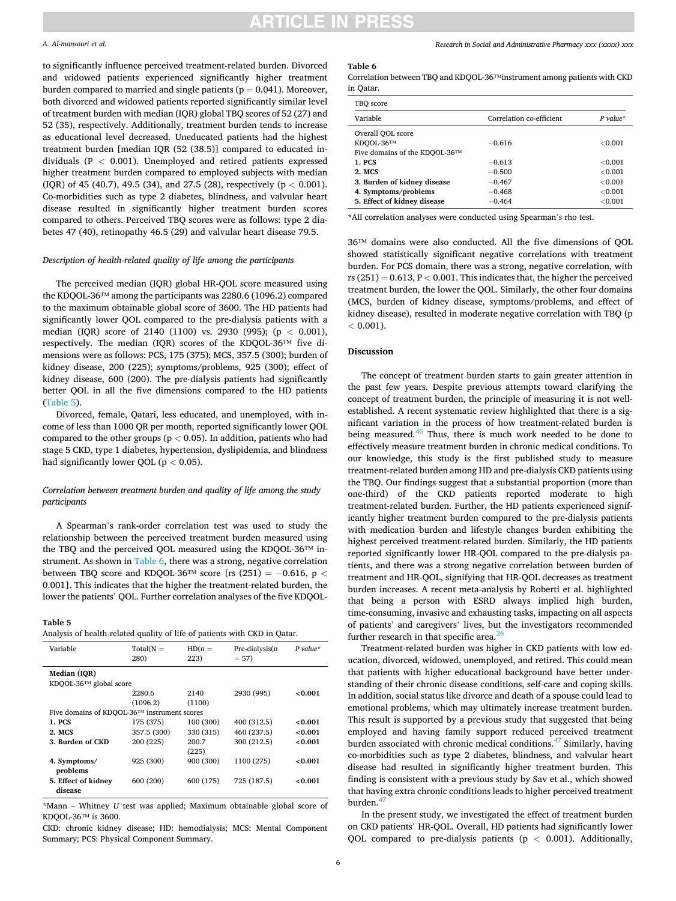to significantly influence perceived treatment-related burden. Divorced and widowed patients experienced significantly higher treatment burden compared to married and single patients ($p = 0.041$). Moreover, both divorced and widowed patients reported significantly similar level of treatment burden with median (IQR) global TBQ scores of 52 (27) and 52 (35), respectively. Additionally, treatment burden tends to increase as educational level decreased. Uneducated patients had the highest treatment burden [median IQR (52 (38.5)] compared to educated individuals ($P < 0.001$). Unemployed and retired patients expressed higher treatment burden compared to employed subjects with median (IQR) of 45 (40.7), 49.5 (34), and 27.5 (28), respectively ($p < 0.001$). Co-morbidities such as type 2 diabetes, blindness, and valvular heart disease resulted in significantly higher treatment burden scores compared to others. Perceived TBQ scores were as follows: type 2 diabetes 47 (40), retinopathy 46.5 (29) and valvular heart disease 79.5.

*Description of health-related quality of life among the participants*

The perceived median (IQR) global HR-QOL score measured using the KDQOL-36™ among the participants was 2280.6 (1096.2) compared to the maximum obtainable global score of 3600. The HD patients had significantly lower QOL compared to the pre-dialysis patients with a median (IQR) score of 2140 (1100) vs. 2930 (995); ($p < 0.001$), respectively. The median (IQR) scores of the KDQOL-36™ five dimensions were as follows: PCS, 175 (375); MCS, 357.5 (300); burden of kidney disease, 200 (225); symptoms/problems, 925 (300); effect of kidney disease, 600 (200). The pre-dialysis patients had significantly better QOL in all the five dimensions compared to the HD patients (Table 5).

Divorced, female, Qatari, less educated, and unemployed, with income of less than 1000 QR per month, reported significantly lower QOL compared to the other groups ($p < 0.05$). In addition, patients who had stage 5 CKD, type 1 diabetes, hypertension, dyslipidemia, and blindness had significantly lower QOL ($p < 0.05$).

*Correlation between treatment burden and quality of life among the study participants*

A Spearman's rank-order correlation test was used to study the relationship between the perceived treatment burden measured using the TBQ and the perceived QOL measured using the KDQOL-36™ instrument. As shown in Table 6, there was a strong, negative correlation between TBQ score and KDQOL-36™ score [rs (251) = −0.616, $p < 0.001$]. This indicates that the higher the treatment-related burden, the lower the patients' QOL. Further correlation analyses of the five KDQOL-36™ domains were also conducted. All the five dimensions of QOL showed statistically significant negative correlations with treatment burden. For PCS domain, there was a strong, negative correlation, with rs (251) = 0.613, $P < 0.001$. This indicates that, the higher the perceived treatment burden, the lower the QOL. Similarly, the other four domains (MCS, burden of kidney disease, symptoms/problems, and effect of kidney disease), resulted in moderate negative correlation with TBQ ($p < 0.001$).

**Table 5**
Analysis of health-related quality of life of patients with CKD in Qatar.

| Variable | Total(N = 280) | HD(n = 223) | Pre-dialysis(n = 57) | *P value** |
|---|---|---|---|---|
| **Median (IQR)** | | | | |
| KDQOL-36™ global score | | | | |
| | 2280.6 (1096.2) | 2140 (1100) | 2930 (995) | **<0.001** |
| Five domains of KDQOL-36™ instrument scores | | | | |
| **1. PCS** | 175 (375) | 100 (300) | 400 (312.5) | **<0.001** |
| **2. MCS** | 357.5 (300) | 330 (315) | 460 (237.5) | **<0.001** |
| **3. Burden of CKD** | 200 (225) | 200.7 (225) | 300 (212.5) | **<0.001** |
| **4. Symptoms/ problems** | 925 (300) | 900 (300) | 1100 (275) | **<0.001** |
| **5. Effect of kidney disease** | 600 (200) | 600 (175) | 725 (187.5) | **<0.001** |

*Mann – Whitney *U* test was applied; Maximum obtainable global score of KDQOL-36™ is 3600.

CKD: chronic kidney disease; HD: hemodialysis; MCS: Mental Component Summary; PCS: Physical Component Summary.

**Table 6**
Correlation between TBQ and KDQOL-36™instrument among patients with CKD in Qatar.

| TBQ score | | |
|---|---|---|
| Variable | Correlation co-efficient | *P value** |
| Overall QOL score | | |
| KDQOL-36™ | −0.616 | <0.001 |
| Five domains of the KDQOL-36™ | | |
| **1. PCS** | −0.613 | <0.001 |
| **2. MCS** | −0.500 | <0.001 |
| **3. Burden of kidney disease** | −0.467 | <0.001 |
| **4. Symptoms/problems** | −0.468 | <0.001 |
| **5. Effect of kidney disease** | −0.464 | <0.001 |

*All correlation analyses were conducted using Spearman's rho test.

## Discussion

The concept of treatment burden starts to gain greater attention in the past few years. Despite previous attempts toward clarifying the concept of treatment burden, the principle of measuring it is not well-established. A recent systematic review highlighted that there is a significant variation in the process of how treatment-related burden is being measured.[46] Thus, there is much work needed to be done to effectively measure treatment burden in chronic medical conditions. To our knowledge, this study is the first published study to measure treatment-related burden among HD and pre-dialysis CKD patients using the TBQ. Our findings suggest that a substantial proportion (more than one-third) of the CKD patients reported moderate to high treatment-related burden. Further, the HD patients experienced significantly higher treatment burden compared to the pre-dialysis patients with medication burden and lifestyle changes burden exhibiting the highest perceived treatment-related burden. Similarly, the HD patients reported significantly lower HR-QOL compared to the pre-dialysis patients, and there was a strong negative correlation between burden of treatment and HR-QOL, signifying that HR-QOL decreases as treatment burden increases. A recent meta-analysis by Roberti et al. highlighted that being a person with ESRD always implied high burden, time-consuming, invasive and exhausting tasks, impacting on all aspects of patients' and caregivers' lives, but the investigators recommended further research in that specific area.[26]

Treatment-related burden was higher in CKD patients with low education, divorced, widowed, unemployed, and retired. This could mean that patients with higher educational background have better understanding of their chronic disease conditions, self-care and coping skills. In addition, social status like divorce and death of a spouse could lead to emotional problems, which may ultimately increase treatment burden. This result is supported by a previous study that suggested that being employed and having family support reduced perceived treatment burden associated with chronic medical conditions.[47] Similarly, having co-morbidities such as type 2 diabetes, blindness, and valvular heart disease had resulted in significantly higher treatment burden. This finding is consistent with a previous study by Sav et al., which showed that having extra chronic conditions leads to higher perceived treatment burden.[47]

In the present study, we investigated the effect of treatment burden on CKD patients' HR-QOL. Overall, HD patients had significantly lower QOL compared to pre-dialysis patients ($p < 0.001$). Additionally,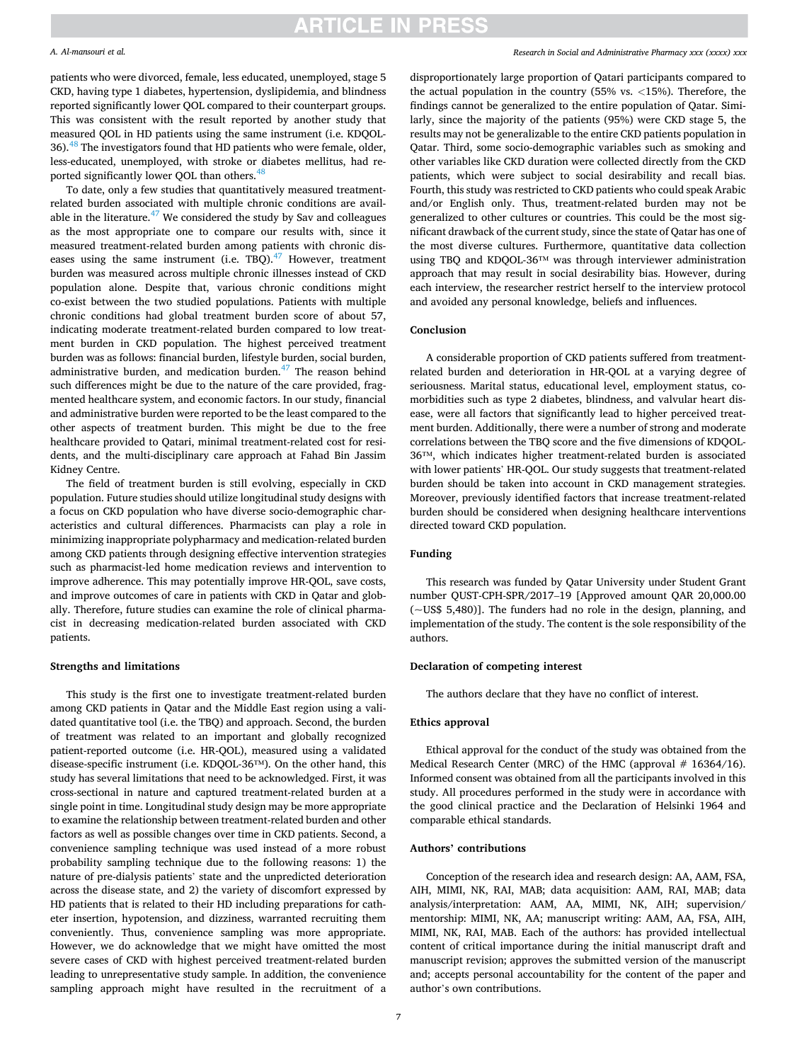patients who were divorced, female, less educated, unemployed, stage 5 CKD, having type 1 diabetes, hypertension, dyslipidemia, and blindness reported significantly lower QOL compared to their counterpart groups. This was consistent with the result reported by another study that measured QOL in HD patients using the same instrument (i.e. KDQOL-36).[48] The investigators found that HD patients who were female, older, less-educated, unemployed, with stroke or diabetes mellitus, had reported significantly lower QOL than others.[48]

To date, only a few studies that quantitatively measured treatment-related burden associated with multiple chronic conditions are available in the literature.[47] We considered the study by Sav and colleagues as the most appropriate one to compare our results with, since it measured treatment-related burden among patients with chronic diseases using the same instrument (i.e. TBQ).[47] However, treatment burden was measured across multiple chronic illnesses instead of CKD population alone. Despite that, various chronic conditions might co-exist between the two studied populations. Patients with multiple chronic conditions had global treatment burden score of about 57, indicating moderate treatment-related burden compared to low treatment burden in CKD population. The highest perceived treatment burden was as follows: financial burden, lifestyle burden, social burden, administrative burden, and medication burden.[47] The reason behind such differences might be due to the nature of the care provided, fragmented healthcare system, and economic factors. In our study, financial and administrative burden were reported to be the least compared to the other aspects of treatment burden. This might be due to the free healthcare provided to Qatari, minimal treatment-related cost for residents, and the multi-disciplinary care approach at Fahad Bin Jassim Kidney Centre.

The field of treatment burden is still evolving, especially in CKD population. Future studies should utilize longitudinal study designs with a focus on CKD population who have diverse socio-demographic characteristics and cultural differences. Pharmacists can play a role in minimizing inappropriate polypharmacy and medication-related burden among CKD patients through designing effective intervention strategies such as pharmacist-led home medication reviews and intervention to improve adherence. This may potentially improve HR-QOL, save costs, and improve outcomes of care in patients with CKD in Qatar and globally. Therefore, future studies can examine the role of clinical pharmacist in decreasing medication-related burden associated with CKD patients.

### Strengths and limitations

This study is the first one to investigate treatment-related burden among CKD patients in Qatar and the Middle East region using a validated quantitative tool (i.e. the TBQ) and approach. Second, the burden of treatment was related to an important and globally recognized patient-reported outcome (i.e. HR-QOL), measured using a validated disease-specific instrument (i.e. KDQOL-36™). On the other hand, this study has several limitations that need to be acknowledged. First, it was cross-sectional in nature and captured treatment-related burden at a single point in time. Longitudinal study design may be more appropriate to examine the relationship between treatment-related burden and other factors as well as possible changes over time in CKD patients. Second, a convenience sampling technique was used instead of a more robust probability sampling technique due to the following reasons: 1) the nature of pre-dialysis patients' state and the unpredicted deterioration across the disease state, and 2) the variety of discomfort expressed by HD patients that is related to their HD including preparations for catheter insertion, hypotension, and dizziness, warranted recruiting them conveniently. Thus, convenience sampling was more appropriate. However, we do acknowledge that we might have omitted the most severe cases of CKD with highest perceived treatment-related burden leading to unrepresentative study sample. In addition, the convenience sampling approach might have resulted in the recruitment of a disproportionately large proportion of Qatari participants compared to the actual population in the country (55% vs. <15%). Therefore, the findings cannot be generalized to the entire population of Qatar. Similarly, since the majority of the patients (95%) were CKD stage 5, the results may not be generalizable to the entire CKD patients population in Qatar. Third, some socio-demographic variables such as smoking and other variables like CKD duration were collected directly from the CKD patients, which were subject to social desirability and recall bias. Fourth, this study was restricted to CKD patients who could speak Arabic and/or English only. Thus, treatment-related burden may not be generalized to other cultures or countries. This could be the most significant drawback of the current study, since the state of Qatar has one of the most diverse cultures. Furthermore, quantitative data collection using TBQ and KDQOL-36™ was through interviewer administration approach that may result in social desirability bias. However, during each interview, the researcher restrict herself to the interview protocol and avoided any personal knowledge, beliefs and influences.

### Conclusion

A considerable proportion of CKD patients suffered from treatment-related burden and deterioration in HR-QOL at a varying degree of seriousness. Marital status, educational level, employment status, comorbidities such as type 2 diabetes, blindness, and valvular heart disease, were all factors that significantly lead to higher perceived treatment burden. Additionally, there were a number of strong and moderate correlations between the TBQ score and the five dimensions of KDQOL-36™, which indicates higher treatment-related burden is associated with lower patients' HR-QOL. Our study suggests that treatment-related burden should be taken into account in CKD management strategies. Moreover, previously identified factors that increase treatment-related burden should be considered when designing healthcare interventions directed toward CKD population.

### Funding

This research was funded by Qatar University under Student Grant number QUST-CPH-SPR/2017–19 [Approved amount QAR 20,000.00 (~US$ 5,480)]. The funders had no role in the design, planning, and implementation of the study. The content is the sole responsibility of the authors.

### Declaration of competing interest

The authors declare that they have no conflict of interest.

### Ethics approval

Ethical approval for the conduct of the study was obtained from the Medical Research Center (MRC) of the HMC (approval # 16364/16). Informed consent was obtained from all the participants involved in this study. All procedures performed in the study were in accordance with the good clinical practice and the Declaration of Helsinki 1964 and comparable ethical standards.

### Authors' contributions

Conception of the research idea and research design: AA, AAM, FSA, AIH, MIMI, NK, RAI, MAB; data acquisition: AAM, RAI, MAB; data analysis/interpretation: AAM, AA, MIMI, NK, AIH; supervision/mentorship: MIMI, NK, AA; manuscript writing: AAM, AA, FSA, AIH, MIMI, NK, RAI, MAB. Each of the authors: has provided intellectual content of critical importance during the initial manuscript draft and manuscript revision; approves the submitted version of the manuscript and; accepts personal accountability for the content of the paper and author's own contributions.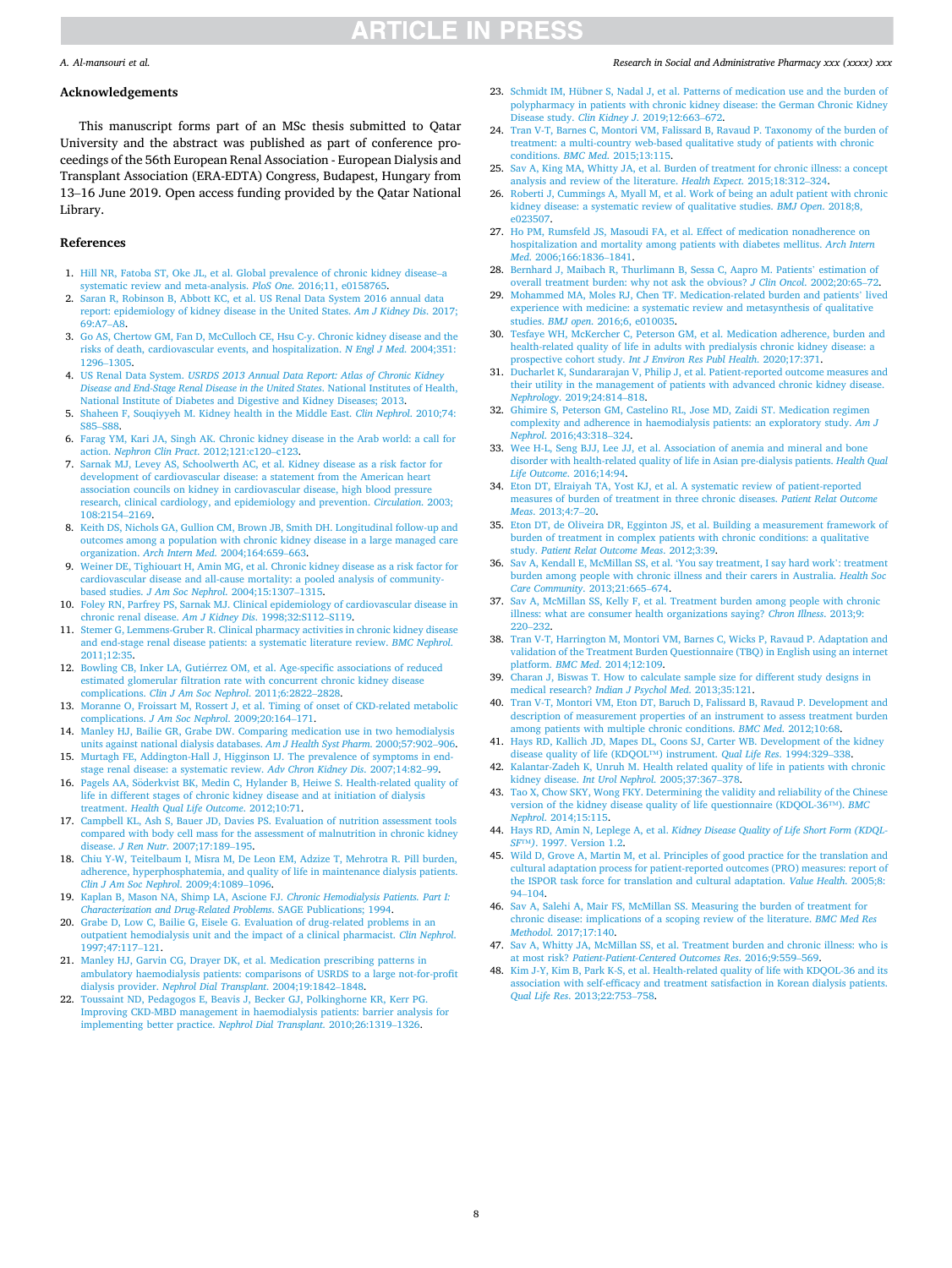## Acknowledgements

This manuscript forms part of an MSc thesis submitted to Qatar University and the abstract was published as part of conference proceedings of the 56th European Renal Association - European Dialysis and Transplant Association (ERA-EDTA) Congress, Budapest, Hungary from 13–16 June 2019. Open access funding provided by the Qatar National Library.

## References

1. Hill NR, Fatoba ST, Oke JL, et al. Global prevalence of chronic kidney disease–a systematic review and meta-analysis. *PloS One.* 2016;11, e0158765.
2. Saran R, Robinson B, Abbott KC, et al. US Renal Data System 2016 annual data report: epidemiology of kidney disease in the United States. *Am J Kidney Dis.* 2017; 69:A7–A8.
3. Go AS, Chertow GM, Fan D, McCulloch CE, Hsu C-y. Chronic kidney disease and the risks of death, cardiovascular events, and hospitalization. *N Engl J Med.* 2004;351: 1296–1305.
4. US Renal Data System. *USRDS 2013 Annual Data Report: Atlas of Chronic Kidney Disease and End-Stage Renal Disease in the United States*. National Institutes of Health, National Institute of Diabetes and Digestive and Kidney Diseases; 2013.
5. Shaheen F, Souqiyyeh M. Kidney health in the Middle East. *Clin Nephrol.* 2010;74: S85–S88.
6. Farag YM, Kari JA, Singh AK. Chronic kidney disease in the Arab world: a call for action. *Nephron Clin Pract.* 2012;121:c120–c123.
7. Sarnak MJ, Levey AS, Schoolwerth AC, et al. Kidney disease as a risk factor for development of cardiovascular disease: a statement from the American heart association councils on kidney in cardiovascular disease, high blood pressure research, clinical cardiology, and epidemiology and prevention. *Circulation.* 2003; 108:2154–2169.
8. Keith DS, Nichols GA, Gullion CM, Brown JB, Smith DH. Longitudinal follow-up and outcomes among a population with chronic kidney disease in a large managed care organization. *Arch Intern Med.* 2004;164:659–663.
9. Weiner DE, Tighiouart H, Amin MG, et al. Chronic kidney disease as a risk factor for cardiovascular disease and all-cause mortality: a pooled analysis of community-based studies. *J Am Soc Nephrol.* 2004;15:1307–1315.
10. Foley RN, Parfrey PS, Sarnak MJ. Clinical epidemiology of cardiovascular disease in chronic renal disease. *Am J Kidney Dis.* 1998;32:S112–S119.
11. Stemer G, Lemmens-Gruber R. Clinical pharmacy activities in chronic kidney disease and end-stage renal disease patients: a systematic literature review. *BMC Nephrol.* 2011;12:35.
12. Bowling CB, Inker LA, Gutiérrez OM, et al. Age-specific associations of reduced estimated glomerular filtration rate with concurrent chronic kidney disease complications. *Clin J Am Soc Nephrol.* 2011;6:2822–2828.
13. Moranne O, Froissart M, Rossert J, et al. Timing of onset of CKD-related metabolic complications. *J Am Soc Nephrol.* 2009;20:164–171.
14. Manley HJ, Bailie GR, Grabe DW. Comparing medication use in two hemodialysis units against national dialysis databases. *Am J Health Syst Pharm.* 2000;57:902–906.
15. Murtagh FE, Addington-Hall J, Higginson IJ. The prevalence of symptoms in end-stage renal disease: a systematic review. *Adv Chron Kidney Dis.* 2007;14:82–99.
16. Pagels AA, Söderkvist BK, Medin C, Hylander B, Heiwe S. Health-related quality of life in different stages of chronic kidney disease and at initiation of dialysis treatment. *Health Qual Life Outcome.* 2012;10:71.
17. Campbell KL, Ash S, Bauer JD, Davies PS. Evaluation of nutrition assessment tools compared with body cell mass for the assessment of malnutrition in chronic kidney disease. *J Ren Nutr.* 2007;17:189–195.
18. Chiu Y-W, Teitelbaum I, Misra M, De Leon EM, Adzize T, Mehrotra R. Pill burden, adherence, hyperphosphatemia, and quality of life in maintenance dialysis patients. *Clin J Am Soc Nephrol.* 2009;4:1089–1096.
19. Kaplan B, Mason NA, Shimp LA, Ascione FJ. *Chronic Hemodialysis Patients. Part I: Characterization and Drug-Related Problems*. SAGE Publications; 1994.
20. Grabe D, Low C, Bailie G, Eisele G. Evaluation of drug-related problems in an outpatient hemodialysis unit and the impact of a clinical pharmacist. *Clin Nephrol.* 1997;47:117–121.
21. Manley HJ, Garvin CG, Drayer DK, et al. Medication prescribing patterns in ambulatory haemodialysis patients: comparisons of USRDS to a large not-for-profit dialysis provider. *Nephrol Dial Transplant.* 2004;19:1842–1848.
22. Toussaint ND, Pedagogos E, Beavis J, Becker GJ, Polkinghorne KR, Kerr PG. Improving CKD-MBD management in haemodialysis patients: barrier analysis for implementing better practice. *Nephrol Dial Transplant.* 2010;26:1319–1326.
23. Schmidt IM, Hübner S, Nadal J, et al. Patterns of medication use and the burden of polypharmacy in patients with chronic kidney disease: the German Chronic Kidney Disease study. *Clin Kidney J.* 2019;12:663–672.
24. Tran V-T, Barnes C, Montori VM, Falissard B, Ravaud P. Taxonomy of the burden of treatment: a multi-country web-based qualitative study of patients with chronic conditions. *BMC Med.* 2015;13:115.
25. Sav A, King MA, Whitty JA, et al. Burden of treatment for chronic illness: a concept analysis and review of the literature. *Health Expect.* 2015;18:312–324.
26. Roberti J, Cummings A, Myall M, et al. Work of being an adult patient with chronic kidney disease: a systematic review of qualitative studies. *BMJ Open.* 2018;8, e023507.
27. Ho PM, Rumsfeld JS, Masoudi FA, et al. Effect of medication nonadherence on hospitalization and mortality among patients with diabetes mellitus. *Arch Intern Med.* 2006;166:1836–1841.
28. Bernhard J, Maibach R, Thurlimann B, Sessa C, Aapro M. Patients' estimation of overall treatment burden: why not ask the obvious? *J Clin Oncol.* 2002;20:65–72.
29. Mohammed MA, Moles RJ, Chen TF. Medication-related burden and patients' lived experience with medicine: a systematic review and metasynthesis of qualitative studies. *BMJ open.* 2016;6, e010035.
30. Tesfaye WH, McKercher C, Peterson GM, et al. Medication adherence, burden and health-related quality of life in adults with predialysis chronic kidney disease: a prospective cohort study. *Int J Environ Res Publ Health.* 2020;17:371.
31. Ducharlet K, Sundararajan V, Philip J, et al. Patient-reported outcome measures and their utility in the management of patients with advanced chronic kidney disease. *Nephrology.* 2019;24:814–818.
32. Ghimire S, Peterson GM, Castelino RL, Jose MD, Zaidi ST. Medication regimen complexity and adherence in haemodialysis patients: an exploratory study. *Am J Nephrol.* 2016;43:318–324.
33. Wee H-L, Seng BJJ, Lee JJ, et al. Association of anemia and mineral and bone disorder with health-related quality of life in Asian pre-dialysis patients. *Health Qual Life Outcome.* 2016;14:94.
34. Eton DT, Elraiyah TA, Yost KJ, et al. A systematic review of patient-reported measures of burden of treatment in three chronic diseases. *Patient Relat Outcome Meas.* 2013;4:7–20.
35. Eton DT, de Oliveira DR, Egginton JS, et al. Building a measurement framework of burden of treatment in complex patients with chronic conditions: a qualitative study. *Patient Relat Outcome Meas.* 2012;3:39.
36. Sav A, Kendall E, McMillan SS, et al. 'You say treatment, I say hard work': treatment burden among people with chronic illness and their carers in Australia. *Health Soc Care Community.* 2013;21:665–674.
37. Sav A, McMillan SS, Kelly F, et al. Treatment burden among people with chronic illness: what are consumer health organizations saying? *Chron Illness.* 2013;9: 220–232.
38. Tran V-T, Harrington M, Montori VM, Barnes C, Wicks P, Ravaud P. Adaptation and validation of the Treatment Burden Questionnaire (TBQ) in English using an internet platform. *BMC Med.* 2014;12:109.
39. Charan J, Biswas T. How to calculate sample size for different study designs in medical research? *Indian J Psychol Med.* 2013;35:121.
40. Tran V-T, Montori VM, Eton DT, Baruch D, Falissard B, Ravaud P. Development and description of measurement properties of an instrument to assess treatment burden among patients with multiple chronic conditions. *BMC Med.* 2012;10:68.
41. Hays RD, Kallich JD, Mapes DL, Coons SJ, Carter WB. Development of the kidney disease quality of life (KDQOL™) instrument. *Qual Life Res.* 1994:329–338.
42. Kalantar-Zadeh K, Unruh M. Health related quality of life in patients with chronic kidney disease. *Int Urol Nephrol.* 2005;37:367–378.
43. Tao X, Chow SKY, Wong FKY. Determining the validity and reliability of the Chinese version of the kidney disease quality of life questionnaire (KDQOL-36™). *BMC Nephrol.* 2014;15:115.
44. Hays RD, Amin N, Leplege A, et al. *Kidney Disease Quality of Life Short Form (KDQL-SF™)*. 1997. Version 1.2.
45. Wild D, Grove A, Martin M, et al. Principles of good practice for the translation and cultural adaptation process for patient-reported outcomes (PRO) measures: report of the ISPOR task force for translation and cultural adaptation. *Value Health.* 2005;8: 94–104.
46. Sav A, Salehi A, Mair FS, McMillan SS. Measuring the burden of treatment for chronic disease: implications of a scoping review of the literature. *BMC Med Res Methodol.* 2017;17:140.
47. Sav A, Whitty JA, McMillan SS, et al. Treatment burden and chronic illness: who is at most risk? *Patient-Patient-Centered Outcomes Res.* 2016;9:559–569.
48. Kim J-Y, Kim B, Park K-S, et al. Health-related quality of life with KDQOL-36 and its association with self-efficacy and treatment satisfaction in Korean dialysis patients. *Qual Life Res.* 2013;22:753–758.